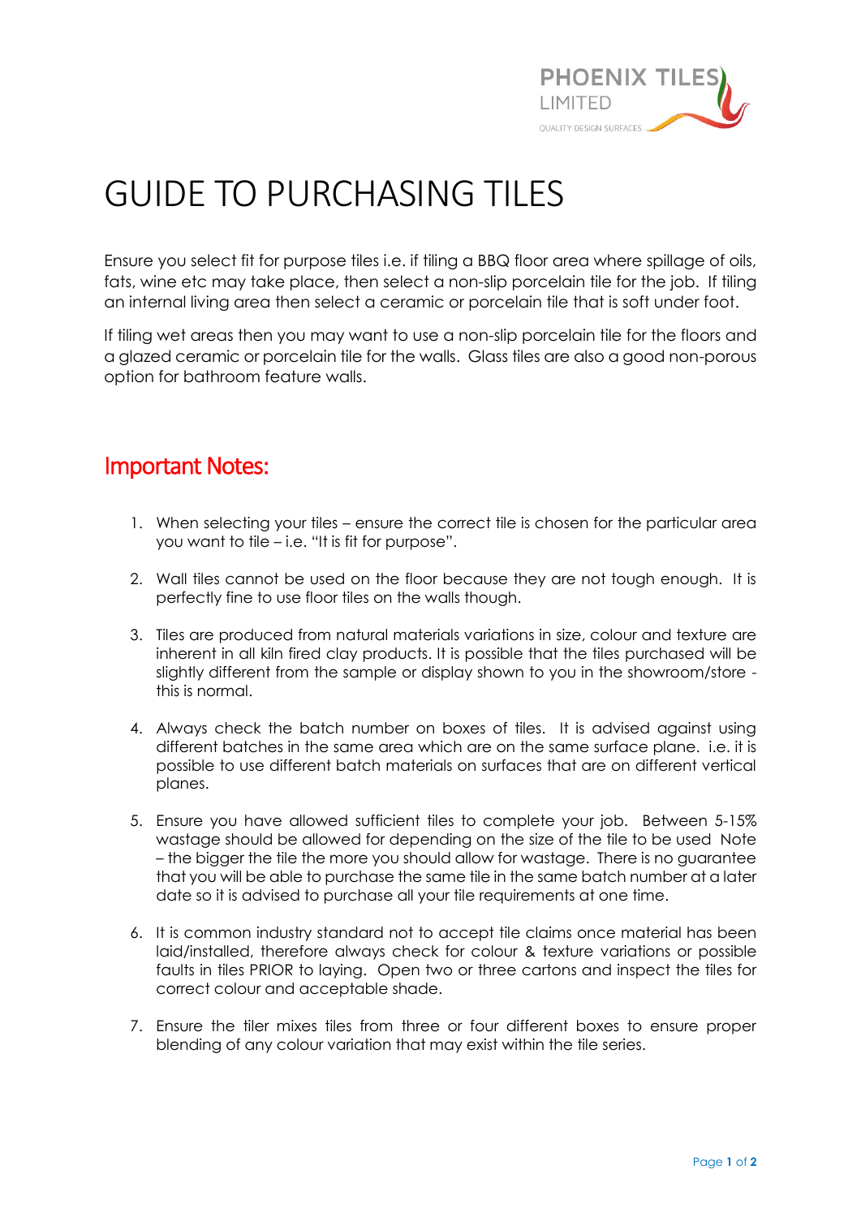PHOENIX TILES LIMITED

QUALITY DESIGN SURFACES

# GUIDE TO PURCHASING TILES

Ensure you select fit for purpose tiles i.e. if tiling a BBQ floor area where spillage of oils, fats, wine etc may take place, then select a non-slip porcelain tile for the job. If tiling an internal living area then select a ceramic or porcelain tile that is soft under foot.

If tiling wet areas then you may want to use a non-slip porcelain tile for the floors and a glazed ceramic or porcelain tile for the walls. Glass tiles are also a good non-porous option for bathroom feature walls.

## Important Notes:

1. When selecting your tiles – ensure the correct tile is chosen for the particular area you want to tile – i.e. "It is fit for purpose".

2. Wall tiles cannot be used on the floor because they are not tough enough. It is perfectly fine to use floor tiles on the walls though.

3. Tiles are produced from natural materials variations in size, colour and texture are inherent in all kiln fired clay products. It is possible that the tiles purchased will be slightly different from the sample or display shown to you in the showroom/store - this is normal.

4. Always check the batch number on boxes of tiles. It is advised against using different batches in the same area which are on the same surface plane. i.e. it is possible to use different batch materials on surfaces that are on different vertical planes.

5. Ensure you have allowed sufficient tiles to complete your job. Between 5-15% wastage should be allowed for depending on the size of the tile to be used Note – the bigger the tile the more you should allow for wastage. There is no guarantee that you will be able to purchase the same tile in the same batch number at a later date so it is advised to purchase all your tile requirements at one time.

6. It is common industry standard not to accept tile claims once material has been laid/installed, therefore always check for colour & texture variations or possible faults in tiles PRIOR to laying. Open two or three cartons and inspect the tiles for correct colour and acceptable shade.

7. Ensure the tiler mixes tiles from three or four different boxes to ensure proper blending of any colour variation that may exist within the tile series.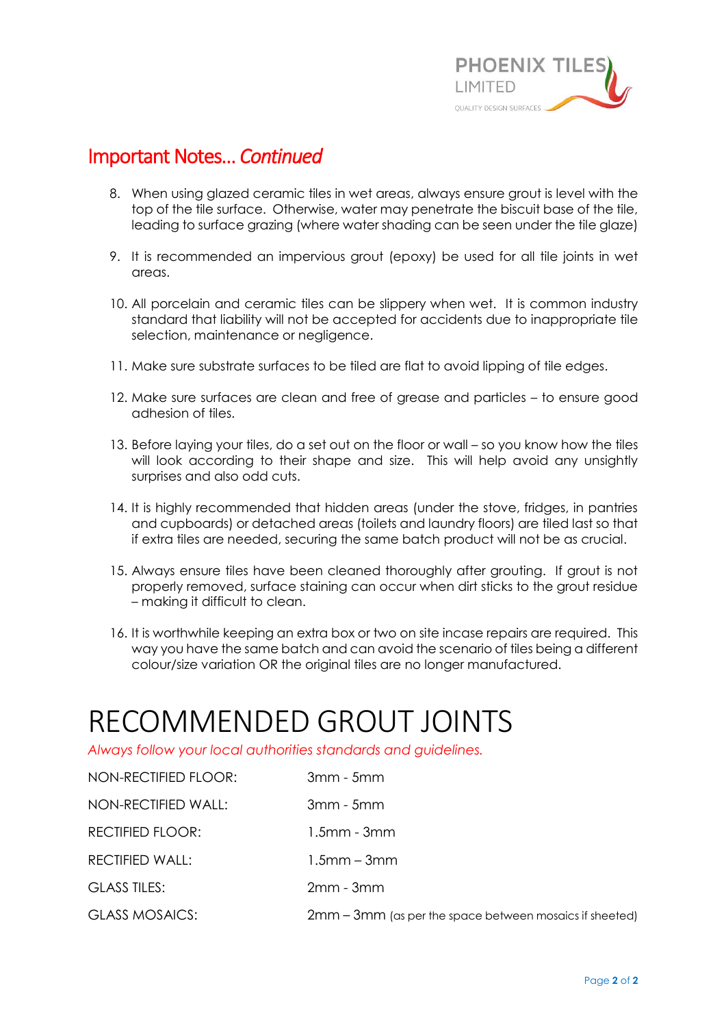PHOENIX TILES LIMITED
QUALITY DESIGN SURFACES

## Important Notes… *Continued*

8. When using glazed ceramic tiles in wet areas, always ensure grout is level with the top of the tile surface. Otherwise, water may penetrate the biscuit base of the tile, leading to surface grazing (where water shading can be seen under the tile glaze)
9. It is recommended an impervious grout (epoxy) be used for all tile joints in wet areas.
10. All porcelain and ceramic tiles can be slippery when wet. It is common industry standard that liability will not be accepted for accidents due to inappropriate tile selection, maintenance or negligence.
11. Make sure substrate surfaces to be tiled are flat to avoid lipping of tile edges.
12. Make sure surfaces are clean and free of grease and particles – to ensure good adhesion of tiles.
13. Before laying your tiles, do a set out on the floor or wall – so you know how the tiles will look according to their shape and size. This will help avoid any unsightly surprises and also odd cuts.
14. It is highly recommended that hidden areas (under the stove, fridges, in pantries and cupboards) or detached areas (toilets and laundry floors) are tiled last so that if extra tiles are needed, securing the same batch product will not be as crucial.
15. Always ensure tiles have been cleaned thoroughly after grouting. If grout is not properly removed, surface staining can occur when dirt sticks to the grout residue – making it difficult to clean.
16. It is worthwhile keeping an extra box or two on site incase repairs are required. This way you have the same batch and can avoid the scenario of tiles being a different colour/size variation OR the original tiles are no longer manufactured.

# RECOMMENDED GROUT JOINTS

*Always follow your local authorities standards and guidelines.*

| | |
|---|---|
| NON-RECTIFIED FLOOR: | 3mm - 5mm |
| NON-RECTIFIED WALL: | 3mm - 5mm |
| RECTIFIED FLOOR: | 1.5mm - 3mm |
| RECTIFIED WALL: | 1.5mm – 3mm |
| GLASS TILES: | 2mm - 3mm |
| GLASS MOSAICS: | 2mm – 3mm (as per the space between mosaics if sheeted) |